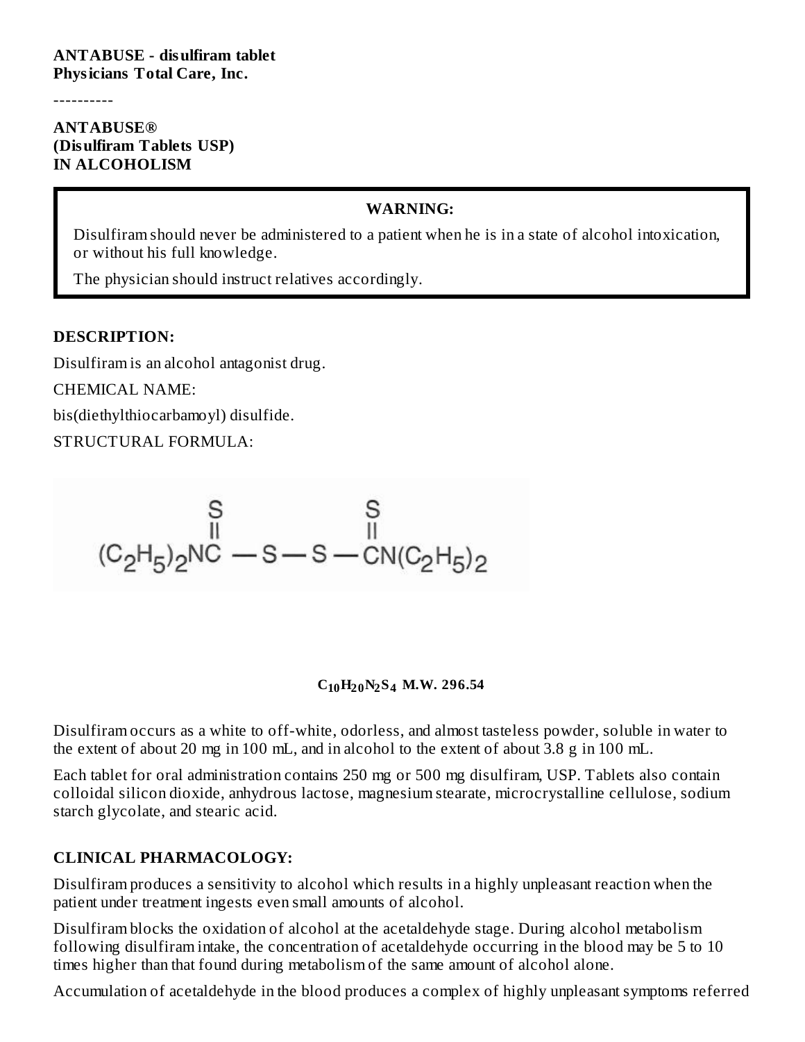**ANTABUSE - disulfiram tablet**
**Physicians Total Care, Inc.**

----------

**ANTABUSE®**
**(Disulfiram Tablets USP)**
**IN ALCOHOLISM**

> **WARNING:**
>
> Disulfiram should never be administered to a patient when he is in a state of alcohol intoxication, or without his full knowledge.
>
> The physician should instruct relatives accordingly.

## DESCRIPTION:

Disulfiram is an alcohol antagonist drug.

CHEMICAL NAME:

bis(diethylthiocarbamoyl) disulfide.

STRUCTURAL FORMULA:

$$(C_2H_5)_2N\overset{\overset{\displaystyle S}{\|}}{C}-S-S-\overset{\overset{\displaystyle S}{\|}}{C}N(C_2H_5)_2$$

**$C_{10}H_{20}N_2S_4$ M.W. 296.54**

Disulfiram occurs as a white to off-white, odorless, and almost tasteless powder, soluble in water to the extent of about 20 mg in 100 mL, and in alcohol to the extent of about 3.8 g in 100 mL.

Each tablet for oral administration contains 250 mg or 500 mg disulfiram, USP. Tablets also contain colloidal silicon dioxide, anhydrous lactose, magnesium stearate, microcrystalline cellulose, sodium starch glycolate, and stearic acid.

## CLINICAL PHARMACOLOGY:

Disulfiram produces a sensitivity to alcohol which results in a highly unpleasant reaction when the patient under treatment ingests even small amounts of alcohol.

Disulfiram blocks the oxidation of alcohol at the acetaldehyde stage. During alcohol metabolism following disulfiram intake, the concentration of acetaldehyde occurring in the blood may be 5 to 10 times higher than that found during metabolism of the same amount of alcohol alone.

Accumulation of acetaldehyde in the blood produces a complex of highly unpleasant symptoms referred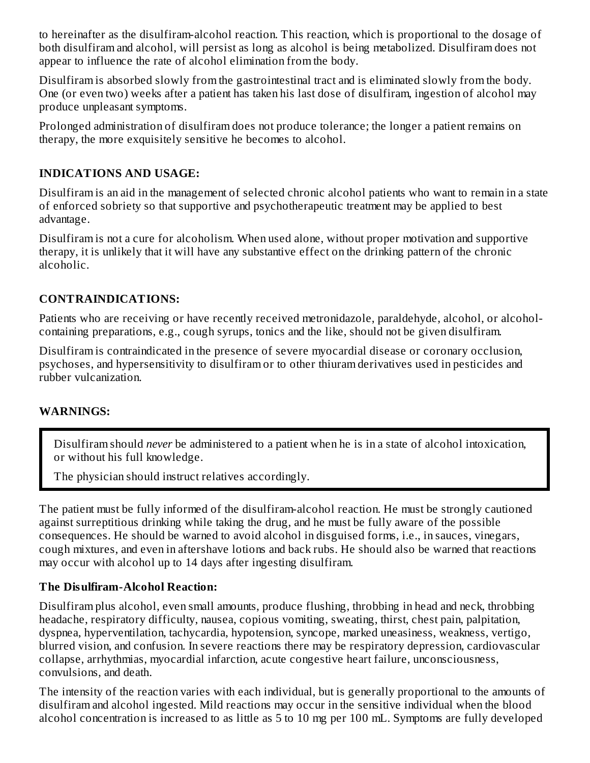to hereinafter as the disulfiram-alcohol reaction. This reaction, which is proportional to the dosage of both disulfiram and alcohol, will persist as long as alcohol is being metabolized. Disulfiram does not appear to influence the rate of alcohol elimination from the body.

Disulfiram is absorbed slowly from the gastrointestinal tract and is eliminated slowly from the body. One (or even two) weeks after a patient has taken his last dose of disulfiram, ingestion of alcohol may produce unpleasant symptoms.

Prolonged administration of disulfiram does not produce tolerance; the longer a patient remains on therapy, the more exquisitely sensitive he becomes to alcohol.

## INDICATIONS AND USAGE:

Disulfiram is an aid in the management of selected chronic alcohol patients who want to remain in a state of enforced sobriety so that supportive and psychotherapeutic treatment may be applied to best advantage.

Disulfiram is not a cure for alcoholism. When used alone, without proper motivation and supportive therapy, it is unlikely that it will have any substantive effect on the drinking pattern of the chronic alcoholic.

## CONTRAINDICATIONS:

Patients who are receiving or have recently received metronidazole, paraldehyde, alcohol, or alcohol-containing preparations, e.g., cough syrups, tonics and the like, should not be given disulfiram.

Disulfiram is contraindicated in the presence of severe myocardial disease or coronary occlusion, psychoses, and hypersensitivity to disulfiram or to other thiuram derivatives used in pesticides and rubber vulcanization.

## WARNINGS:

> Disulfiram should *never* be administered to a patient when he is in a state of alcohol intoxication, or without his full knowledge.
>
> The physician should instruct relatives accordingly.

The patient must be fully informed of the disulfiram-alcohol reaction. He must be strongly cautioned against surreptitious drinking while taking the drug, and he must be fully aware of the possible consequences. He should be warned to avoid alcohol in disguised forms, i.e., in sauces, vinegars, cough mixtures, and even in aftershave lotions and back rubs. He should also be warned that reactions may occur with alcohol up to 14 days after ingesting disulfiram.

### The Disulfiram-Alcohol Reaction:

Disulfiram plus alcohol, even small amounts, produce flushing, throbbing in head and neck, throbbing headache, respiratory difficulty, nausea, copious vomiting, sweating, thirst, chest pain, palpitation, dyspnea, hyperventilation, tachycardia, hypotension, syncope, marked uneasiness, weakness, vertigo, blurred vision, and confusion. In severe reactions there may be respiratory depression, cardiovascular collapse, arrhythmias, myocardial infarction, acute congestive heart failure, unconsciousness, convulsions, and death.

The intensity of the reaction varies with each individual, but is generally proportional to the amounts of disulfiram and alcohol ingested. Mild reactions may occur in the sensitive individual when the blood alcohol concentration is increased to as little as 5 to 10 mg per 100 mL. Symptoms are fully developed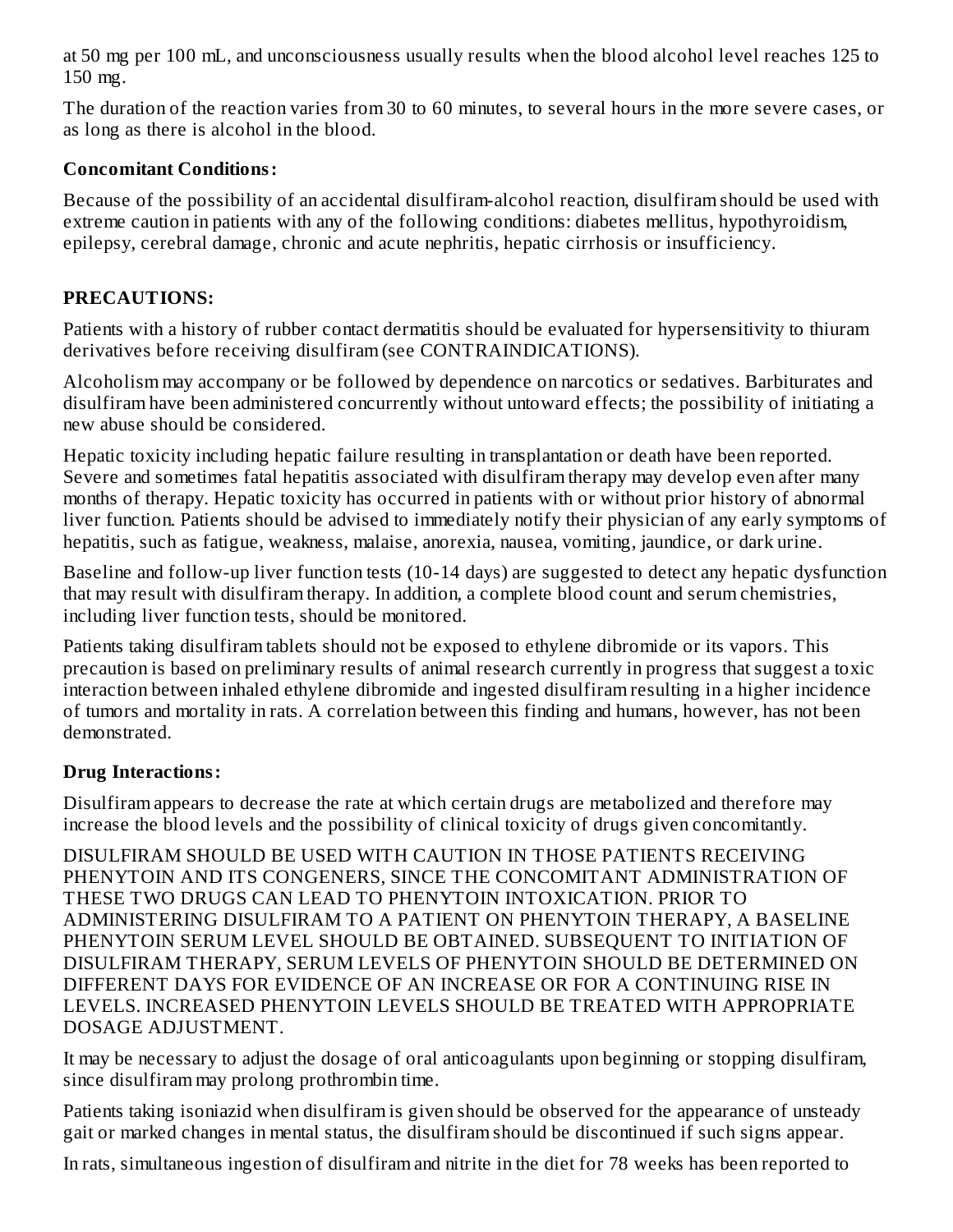at 50 mg per 100 mL, and unconsciousness usually results when the blood alcohol level reaches 125 to 150 mg.

The duration of the reaction varies from 30 to 60 minutes, to several hours in the more severe cases, or as long as there is alcohol in the blood.

**Concomitant Conditions:**

Because of the possibility of an accidental disulfiram-alcohol reaction, disulfiram should be used with extreme caution in patients with any of the following conditions: diabetes mellitus, hypothyroidism, epilepsy, cerebral damage, chronic and acute nephritis, hepatic cirrhosis or insufficiency.

## PRECAUTIONS:

Patients with a history of rubber contact dermatitis should be evaluated for hypersensitivity to thiuram derivatives before receiving disulfiram (see CONTRAINDICATIONS).

Alcoholism may accompany or be followed by dependence on narcotics or sedatives. Barbiturates and disulfiram have been administered concurrently without untoward effects; the possibility of initiating a new abuse should be considered.

Hepatic toxicity including hepatic failure resulting in transplantation or death have been reported. Severe and sometimes fatal hepatitis associated with disulfiram therapy may develop even after many months of therapy. Hepatic toxicity has occurred in patients with or without prior history of abnormal liver function. Patients should be advised to immediately notify their physician of any early symptoms of hepatitis, such as fatigue, weakness, malaise, anorexia, nausea, vomiting, jaundice, or dark urine.

Baseline and follow-up liver function tests (10-14 days) are suggested to detect any hepatic dysfunction that may result with disulfiram therapy. In addition, a complete blood count and serum chemistries, including liver function tests, should be monitored.

Patients taking disulfiram tablets should not be exposed to ethylene dibromide or its vapors. This precaution is based on preliminary results of animal research currently in progress that suggest a toxic interaction between inhaled ethylene dibromide and ingested disulfiram resulting in a higher incidence of tumors and mortality in rats. A correlation between this finding and humans, however, has not been demonstrated.

**Drug Interactions:**

Disulfiram appears to decrease the rate at which certain drugs are metabolized and therefore may increase the blood levels and the possibility of clinical toxicity of drugs given concomitantly.

DISULFIRAM SHOULD BE USED WITH CAUTION IN THOSE PATIENTS RECEIVING PHENYTOIN AND ITS CONGENERS, SINCE THE CONCOMITANT ADMINISTRATION OF THESE TWO DRUGS CAN LEAD TO PHENYTOIN INTOXICATION. PRIOR TO ADMINISTERING DISULFIRAM TO A PATIENT ON PHENYTOIN THERAPY, A BASELINE PHENYTOIN SERUM LEVEL SHOULD BE OBTAINED. SUBSEQUENT TO INITIATION OF DISULFIRAM THERAPY, SERUM LEVELS OF PHENYTOIN SHOULD BE DETERMINED ON DIFFERENT DAYS FOR EVIDENCE OF AN INCREASE OR FOR A CONTINUING RISE IN LEVELS. INCREASED PHENYTOIN LEVELS SHOULD BE TREATED WITH APPROPRIATE DOSAGE ADJUSTMENT.

It may be necessary to adjust the dosage of oral anticoagulants upon beginning or stopping disulfiram, since disulfiram may prolong prothrombin time.

Patients taking isoniazid when disulfiram is given should be observed for the appearance of unsteady gait or marked changes in mental status, the disulfiram should be discontinued if such signs appear.

In rats, simultaneous ingestion of disulfiram and nitrite in the diet for 78 weeks has been reported to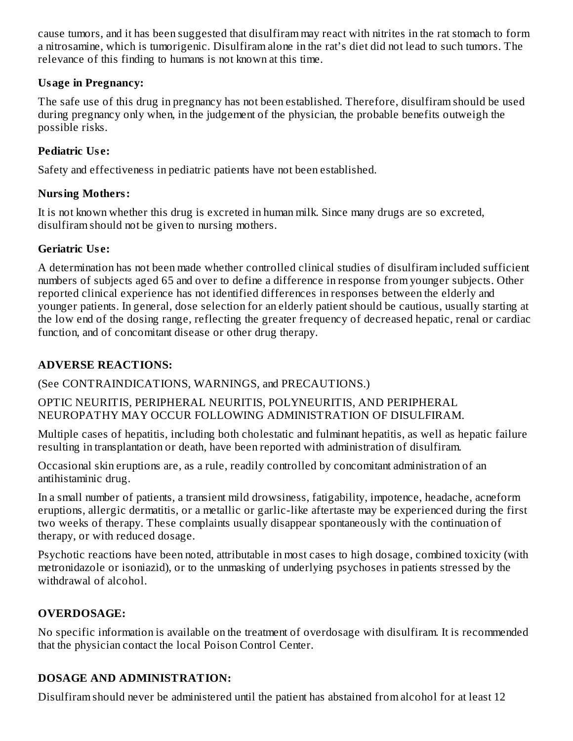cause tumors, and it has been suggested that disulfiram may react with nitrites in the rat stomach to form a nitrosamine, which is tumorigenic. Disulfiram alone in the rat's diet did not lead to such tumors. The relevance of this finding to humans is not known at this time.

**Usage in Pregnancy:**

The safe use of this drug in pregnancy has not been established. Therefore, disulfiram should be used during pregnancy only when, in the judgement of the physician, the probable benefits outweigh the possible risks.

**Pediatric Use:**

Safety and effectiveness in pediatric patients have not been established.

**Nursing Mothers:**

It is not known whether this drug is excreted in human milk. Since many drugs are so excreted, disulfiram should not be given to nursing mothers.

**Geriatric Use:**

A determination has not been made whether controlled clinical studies of disulfiram included sufficient numbers of subjects aged 65 and over to define a difference in response from younger subjects. Other reported clinical experience has not identified differences in responses between the elderly and younger patients. In general, dose selection for an elderly patient should be cautious, usually starting at the low end of the dosing range, reflecting the greater frequency of decreased hepatic, renal or cardiac function, and of concomitant disease or other drug therapy.

## ADVERSE REACTIONS:

(See CONTRAINDICATIONS, WARNINGS, and PRECAUTIONS.)

OPTIC NEURITIS, PERIPHERAL NEURITIS, POLYNEURITIS, AND PERIPHERAL NEUROPATHY MAY OCCUR FOLLOWING ADMINISTRATION OF DISULFIRAM.

Multiple cases of hepatitis, including both cholestatic and fulminant hepatitis, as well as hepatic failure resulting in transplantation or death, have been reported with administration of disulfiram.

Occasional skin eruptions are, as a rule, readily controlled by concomitant administration of an antihistaminic drug.

In a small number of patients, a transient mild drowsiness, fatigability, impotence, headache, acneform eruptions, allergic dermatitis, or a metallic or garlic-like aftertaste may be experienced during the first two weeks of therapy. These complaints usually disappear spontaneously with the continuation of therapy, or with reduced dosage.

Psychotic reactions have been noted, attributable in most cases to high dosage, combined toxicity (with metronidazole or isoniazid), or to the unmasking of underlying psychoses in patients stressed by the withdrawal of alcohol.

## OVERDOSAGE:

No specific information is available on the treatment of overdosage with disulfiram. It is recommended that the physician contact the local Poison Control Center.

## DOSAGE AND ADMINISTRATION:

Disulfiram should never be administered until the patient has abstained from alcohol for at least 12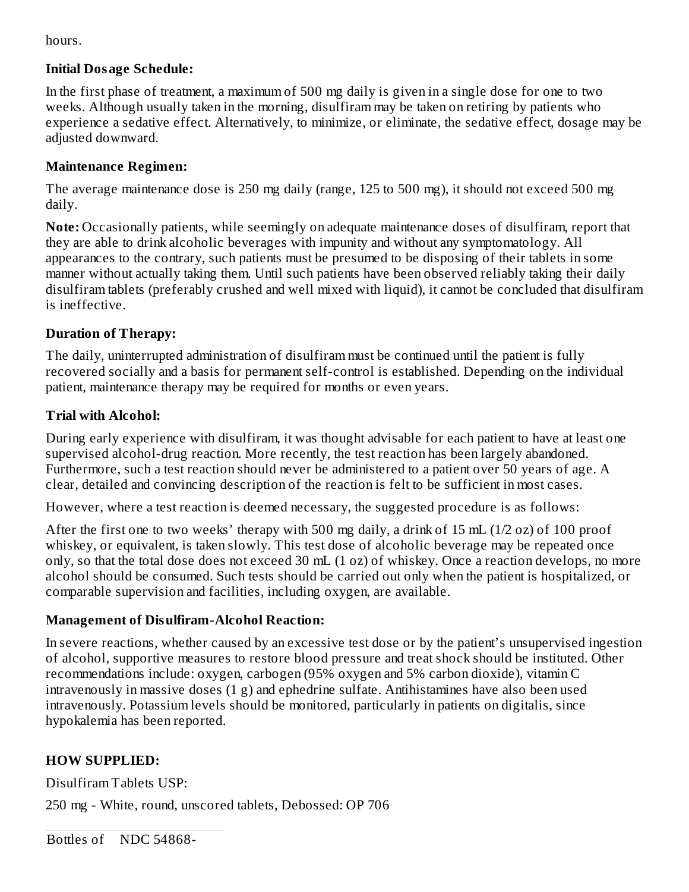hours.

**Initial Dosage Schedule:**

In the first phase of treatment, a maximum of 500 mg daily is given in a single dose for one to two weeks. Although usually taken in the morning, disulfiram may be taken on retiring by patients who experience a sedative effect. Alternatively, to minimize, or eliminate, the sedative effect, dosage may be adjusted downward.

**Maintenance Regimen:**

The average maintenance dose is 250 mg daily (range, 125 to 500 mg), it should not exceed 500 mg daily.

**Note:** Occasionally patients, while seemingly on adequate maintenance doses of disulfiram, report that they are able to drink alcoholic beverages with impunity and without any symptomatology. All appearances to the contrary, such patients must be presumed to be disposing of their tablets in some manner without actually taking them. Until such patients have been observed reliably taking their daily disulfiram tablets (preferably crushed and well mixed with liquid), it cannot be concluded that disulfiram is ineffective.

**Duration of Therapy:**

The daily, uninterrupted administration of disulfiram must be continued until the patient is fully recovered socially and a basis for permanent self-control is established. Depending on the individual patient, maintenance therapy may be required for months or even years.

**Trial with Alcohol:**

During early experience with disulfiram, it was thought advisable for each patient to have at least one supervised alcohol-drug reaction. More recently, the test reaction has been largely abandoned. Furthermore, such a test reaction should never be administered to a patient over 50 years of age. A clear, detailed and convincing description of the reaction is felt to be sufficient in most cases.

However, where a test reaction is deemed necessary, the suggested procedure is as follows:

After the first one to two weeks' therapy with 500 mg daily, a drink of 15 mL (1/2 oz) of 100 proof whiskey, or equivalent, is taken slowly. This test dose of alcoholic beverage may be repeated once only, so that the total dose does not exceed 30 mL (1 oz) of whiskey. Once a reaction develops, no more alcohol should be consumed. Such tests should be carried out only when the patient is hospitalized, or comparable supervision and facilities, including oxygen, are available.

**Management of Disulfiram-Alcohol Reaction:**

In severe reactions, whether caused by an excessive test dose or by the patient's unsupervised ingestion of alcohol, supportive measures to restore blood pressure and treat shock should be instituted. Other recommendations include: oxygen, carbogen (95% oxygen and 5% carbon dioxide), vitamin C intravenously in massive doses (1 g) and ephedrine sulfate. Antihistamines have also been used intravenously. Potassium levels should be monitored, particularly in patients on digitalis, since hypokalemia has been reported.

## HOW SUPPLIED:

Disulfiram Tablets USP:

250 mg - White, round, unscored tablets, Debossed: OP 706

| Bottles of | NDC 54868- |
| --- | --- |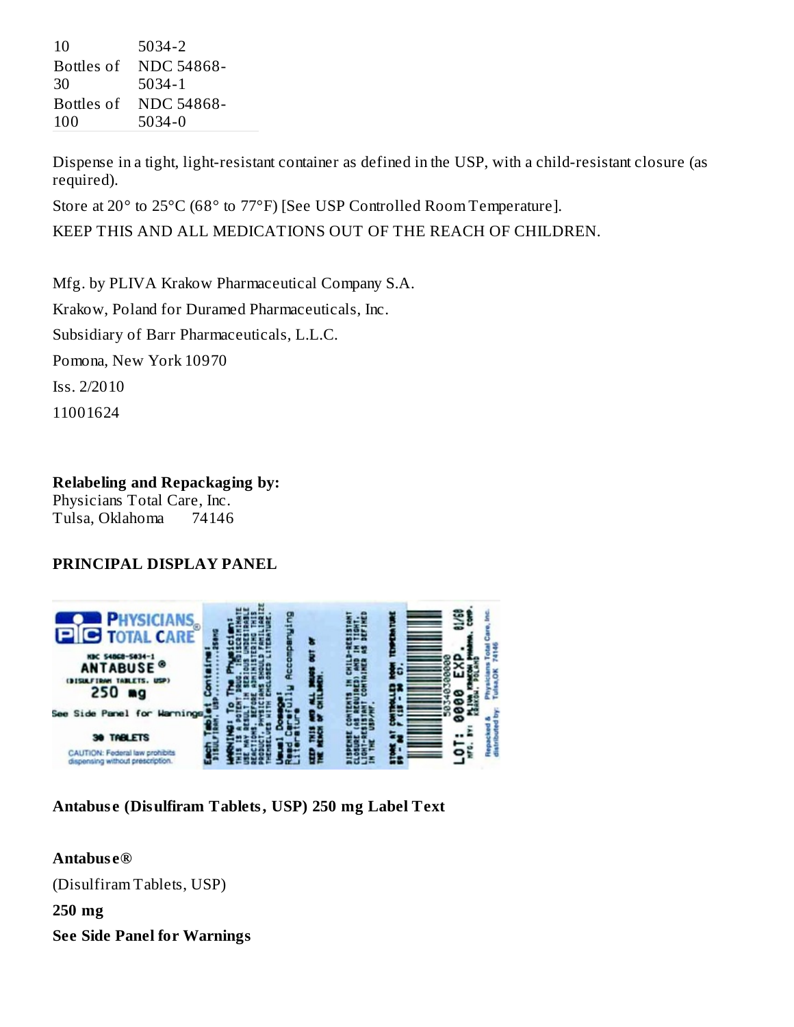| | |
|---|---|
| 10 | 5034-2 |
| Bottles of 30 | NDC 54868-5034-1 |
| Bottles of 100 | NDC 54868-5034-0 |

Dispense in a tight, light-resistant container as defined in the USP, with a child-resistant closure (as required).

Store at 20° to 25°C (68° to 77°F) [See USP Controlled Room Temperature].

KEEP THIS AND ALL MEDICATIONS OUT OF THE REACH OF CHILDREN.

Mfg. by PLIVA Krakow Pharmaceutical Company S.A.

Krakow, Poland for Duramed Pharmaceuticals, Inc.

Subsidiary of Barr Pharmaceuticals, L.L.C.

Pomona, New York 10970

Iss. 2/2010

11001624

**Relabeling and Repackaging by:**
Physicians Total Care, Inc.
Tulsa, Oklahoma 74146

**PRINCIPAL DISPLAY PANEL**

**Antabuse (Disulfiram Tablets, USP) 250 mg Label Text**

**Antabuse®**

(Disulfiram Tablets, USP)

**250 mg**

**See Side Panel for Warnings**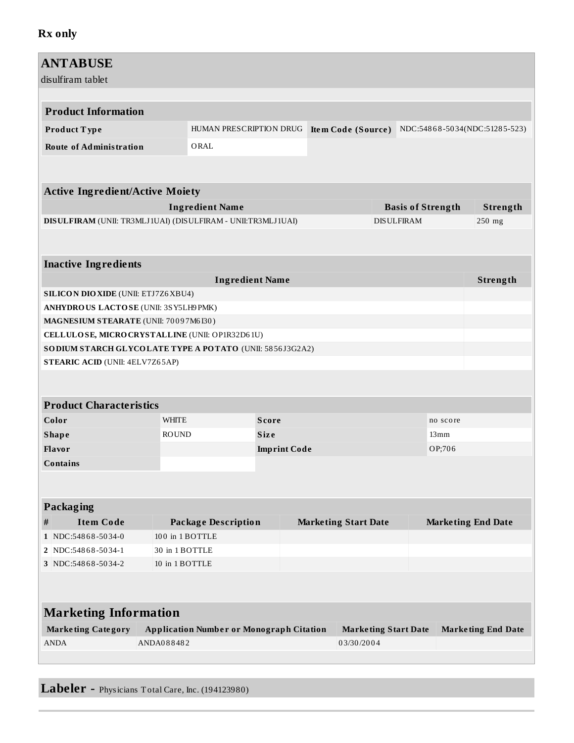**Rx only**

## ANTABUSE

disulfiram tablet

| **Product Information** | | | |
|---|---|---|---|
| **Product Type** | HUMAN PRESCRIPTION DRUG | **Item Code (Source)** | NDC:54868-5034(NDC:51285-523) |
| **Route of Administration** | ORAL | | |

| **Active Ingredient/Active Moiety** | | |
|---|---|---|
| **Ingredient Name** | **Basis of Strength** | **Strength** |
| **DISULFIRAM** (UNII: TR3MLJ1UAI) (DISULFIRAM - UNII:TR3MLJ1UAI) | DISULFIRAM | 250 mg |

| **Inactive Ingredients** | |
|---|---|
| **Ingredient Name** | **Strength** |
| **SILICON DIOXIDE** (UNII: ETJ7Z6XBU4) | |
| **ANHYDROUS LACTOSE** (UNII: 3SY5LH9PMK) | |
| **MAGNESIUM STEARATE** (UNII: 70097M6I30) | |
| **CELLULOSE, MICROCRYSTALLINE** (UNII: OP1R32D61U) | |
| **SODIUM STARCH GLYCOLATE TYPE A POTATO** (UNII: 5856J3G2A2) | |
| **STEARIC ACID** (UNII: 4ELV7Z65AP) | |

| **Product Characteristics** | | | |
|---|---|---|---|
| **Color** | WHITE | **Score** | no score |
| **Shape** | ROUND | **Size** | 13mm |
| **Flavor** | | **Imprint Code** | OP;706 |
| **Contains** | | | |

| **Packaging** | | | | |
|---|---|---|---|---|
| **#** | **Item Code** | **Package Description** | **Marketing Start Date** | **Marketing End Date** |
| 1 | NDC:54868-5034-0 | 100 in 1 BOTTLE | | |
| 2 | NDC:54868-5034-1 | 30 in 1 BOTTLE | | |
| 3 | NDC:54868-5034-2 | 10 in 1 BOTTLE | | |

| **Marketing Information** | | | |
|---|---|---|---|
| **Marketing Category** | **Application Number or Monograph Citation** | **Marketing Start Date** | **Marketing End Date** |
| ANDA | ANDA088482 | 03/30/2004 | |

**Labeler -** Physicians Total Care, Inc. (194123980)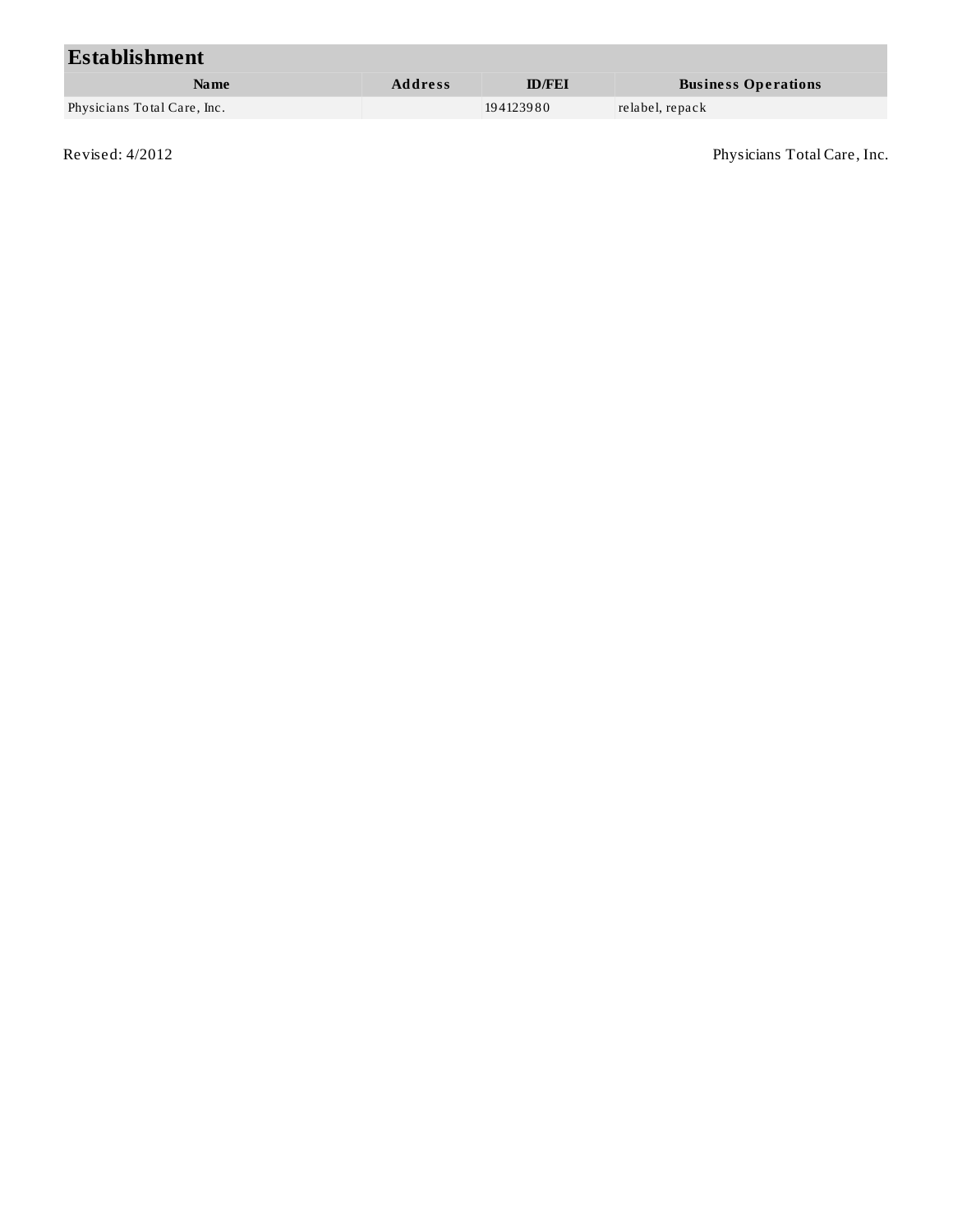## Establishment

| Name | Address | ID/FEI | Business Operations |
| --- | --- | --- | --- |
| Physicians Total Care, Inc. | | 194123980 | relabel, repack |

Revised: 4/2012

Physicians Total Care, Inc.